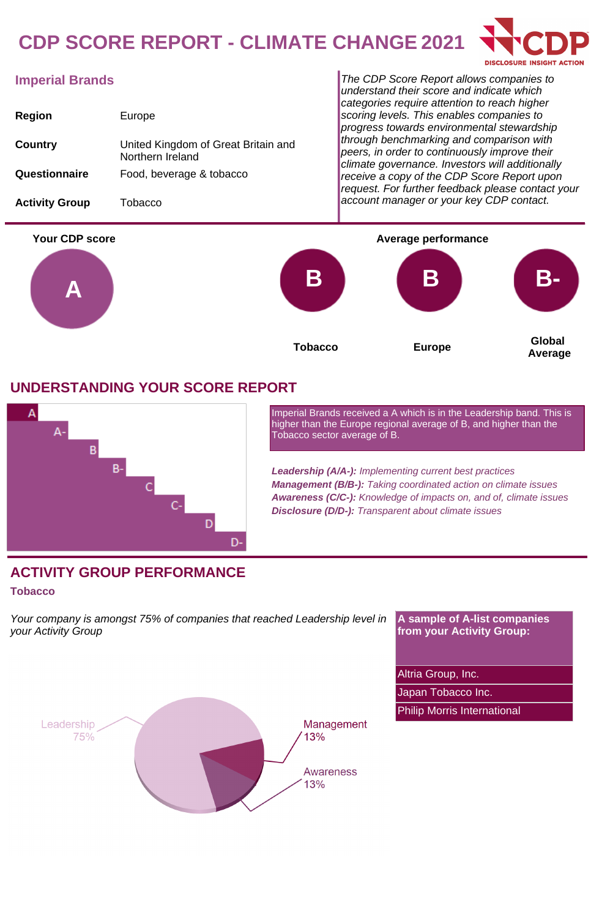# CDP SCORE REPORT - CLIMATE CHANGE 2021

## Imperial Brands

| | |
|---|---|
| **Region** | Europe |
| **Country** | United Kingdom of Great Britain and Northern Ireland |
| **Questionnaire** | Food, beverage & tobacco |
| **Activity Group** | Tobacco |

*The CDP Score Report allows companies to understand their score and indicate which categories require attention to reach higher scoring levels. This enables companies to progress towards environmental stewardship through benchmarking and comparison with peers, in order to continuously improve their climate governance. Investors will additionally receive a copy of the CDP Score Report upon request. For further feedback please contact your account manager or your key CDP contact.*

**Your CDP score**

A

**Average performance**

| Tobacco | Europe | Global Average |
|---|---|---|
| B | B | B- |

## UNDERSTANDING YOUR SCORE REPORT

A, A-, B, B-, C, C-, D, D-

Imperial Brands received a A which is in the Leadership band. This is higher than the Europe regional average of B, and higher than the Tobacco sector average of B.

***Leadership (A/A-):*** *Implementing current best practices*
***Management (B/B-):*** *Taking coordinated action on climate issues*
***Awareness (C/C-):*** *Knowledge of impacts on, and of, climate issues*
***Disclosure (D/D-):*** *Transparent about climate issues*

## ACTIVITY GROUP PERFORMANCE

### Tobacco

*Your company is amongst 75% of companies that reached Leadership level in your Activity Group*

Leadership 75%
Management 13%
Awareness 13%

| A sample of A-list companies from your Activity Group: |
|---|
| Altria Group, Inc. |
| Japan Tobacco Inc. |
| Philip Morris International |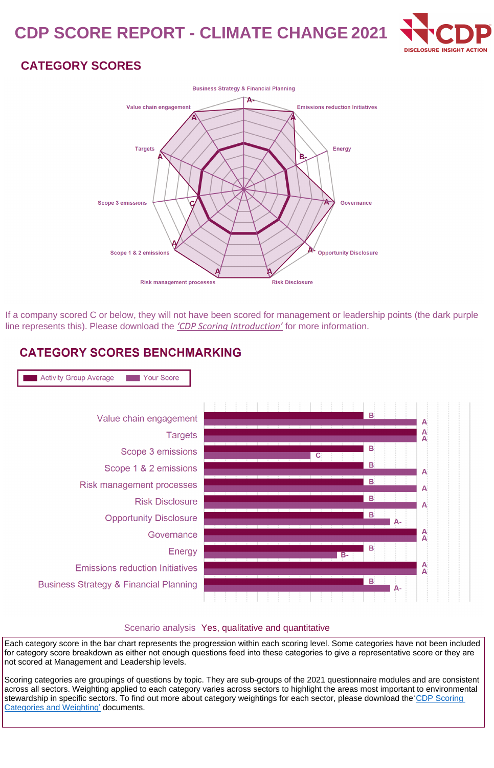# CDP SCORE REPORT - CLIMATE CHANGE 2021

CDP
DISCLOSURE INSIGHT ACTION

## CATEGORY SCORES

Business Strategy & Financial Planning A-
Emissions reduction Initiatives A
Energy B-
Governance A
Opportunity Disclosure A-
Risk Disclosure A
Risk management processes A
Scope 1 & 2 emissions A
Scope 3 emissions C
Targets A
Value chain engagement A

If a company scored C or below, they will not have been scored for management or leadership points (the dark purple line represents this). Please download the *'CDP Scoring Introduction'* for more information.

## CATEGORY SCORES BENCHMARKING

Activity Group Average
Your Score

Value chain engagement B A
Targets A A
Scope 3 emissions B C
Scope 1 & 2 emissions B A
Risk management processes B A
Risk Disclosure B A
Opportunity Disclosure B A-
Governance A A
Energy B B-
Emissions reduction Initiatives A A
Business Strategy & Financial Planning B A-

Scenario analysis Yes, qualitative and quantitative

Each category score in the bar chart represents the progression within each scoring level. Some categories have not been included for category score breakdown as either not enough questions feed into these categories to give a representative score or they are not scored at Management and Leadership levels.

Scoring categories are groupings of questions by topic. They are sub-groups of the 2021 questionnaire modules and are consistent across all sectors. Weighting applied to each category varies across sectors to highlight the areas most important to environmental stewardship in specific sectors. To find out more about category weightings for each sector, please download the 'CDP Scoring Categories and Weighting' documents.